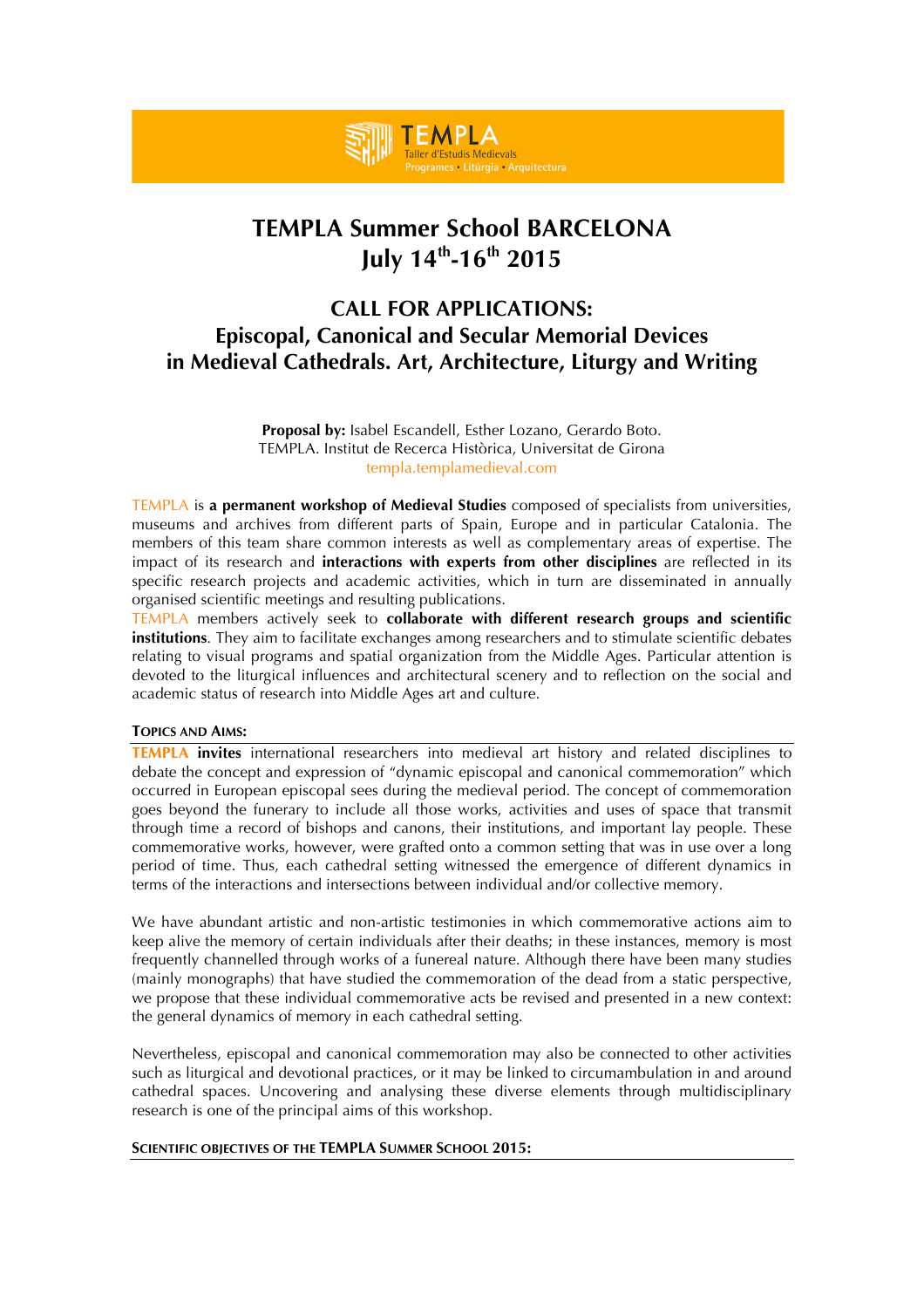TEMPLA
Taller d'Estudis Medievals
Programes • Litúrgia • Arquitectura

# TEMPLA Summer School BARCELONA
# July 14th-16th 2015

## CALL FOR APPLICATIONS:
## Episcopal, Canonical and Secular Memorial Devices in Medieval Cathedrals. Art, Architecture, Liturgy and Writing

**Proposal by:** Isabel Escandell, Esther Lozano, Gerardo Boto.
TEMPLA. Institut de Recerca Històrica, Universitat de Girona
templa.templamedieval.com

TEMPLA is **a permanent workshop of Medieval Studies** composed of specialists from universities, museums and archives from different parts of Spain, Europe and in particular Catalonia. The members of this team share common interests as well as complementary areas of expertise. The impact of its research and **interactions with experts from other disciplines** are reflected in its specific research projects and academic activities, which in turn are disseminated in annually organised scientific meetings and resulting publications.
TEMPLA members actively seek to **collaborate with different research groups and scientific institutions**. They aim to facilitate exchanges among researchers and to stimulate scientific debates relating to visual programs and spatial organization from the Middle Ages. Particular attention is devoted to the liturgical influences and architectural scenery and to reflection on the social and academic status of research into Middle Ages art and culture.

### Topics and Aims:

**TEMPLA invites** international researchers into medieval art history and related disciplines to debate the concept and expression of "dynamic episcopal and canonical commemoration" which occurred in European episcopal sees during the medieval period. The concept of commemoration goes beyond the funerary to include all those works, activities and uses of space that transmit through time a record of bishops and canons, their institutions, and important lay people. These commemorative works, however, were grafted onto a common setting that was in use over a long period of time. Thus, each cathedral setting witnessed the emergence of different dynamics in terms of the interactions and intersections between individual and/or collective memory.

We have abundant artistic and non-artistic testimonies in which commemorative actions aim to keep alive the memory of certain individuals after their deaths; in these instances, memory is most frequently channelled through works of a funereal nature. Although there have been many studies (mainly monographs) that have studied the commemoration of the dead from a static perspective, we propose that these individual commemorative acts be revised and presented in a new context: the general dynamics of memory in each cathedral setting.

Nevertheless, episcopal and canonical commemoration may also be connected to other activities such as liturgical and devotional practices, or it may be linked to circumambulation in and around cathedral spaces. Uncovering and analysing these diverse elements through multidisciplinary research is one of the principal aims of this workshop.

### Scientific objectives of the TEMPLA Summer School 2015: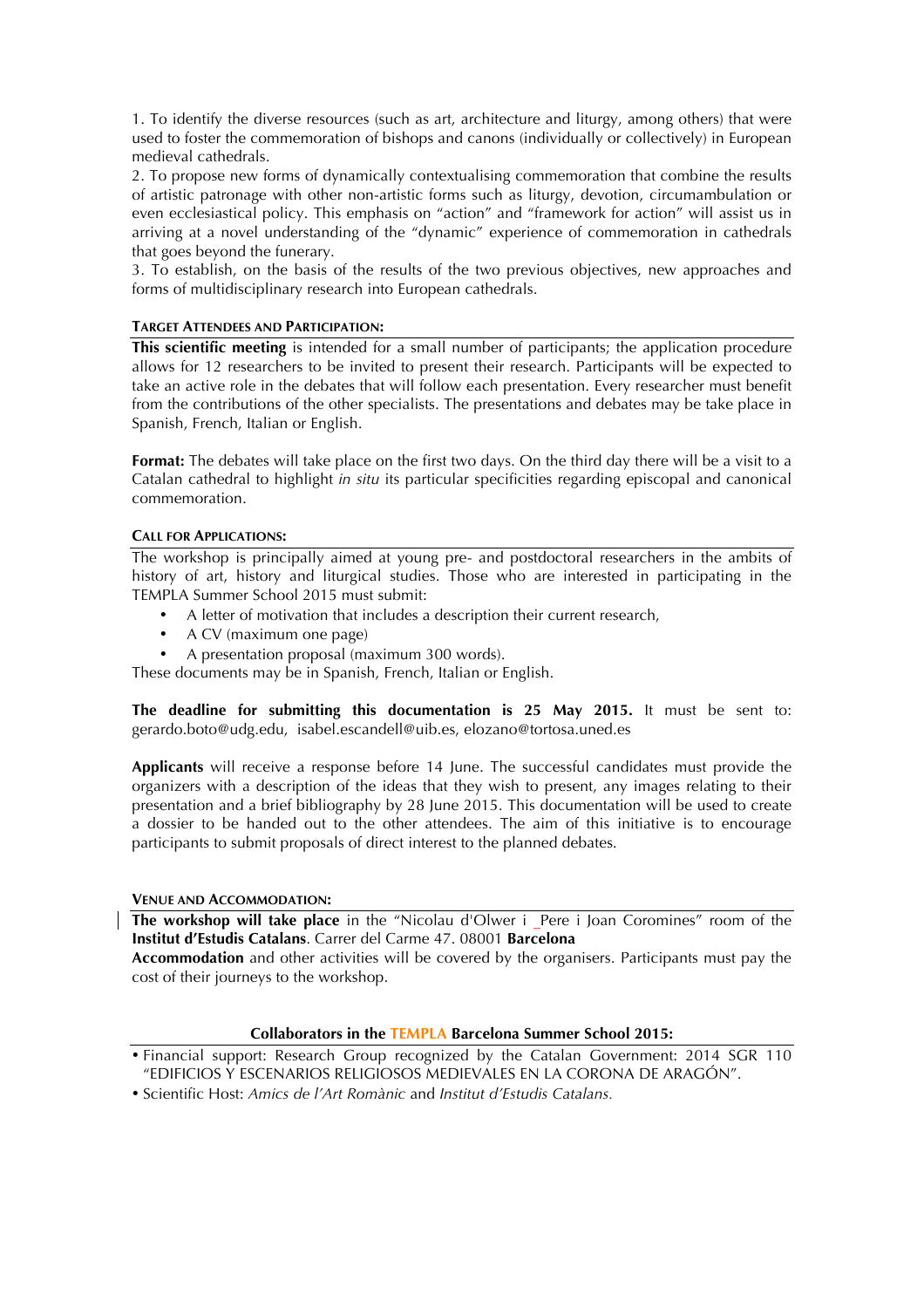1. To identify the diverse resources (such as art, architecture and liturgy, among others) that were used to foster the commemoration of bishops and canons (individually or collectively) in European medieval cathedrals.

2. To propose new forms of dynamically contextualising commemoration that combine the results of artistic patronage with other non-artistic forms such as liturgy, devotion, circumambulation or even ecclesiastical policy. This emphasis on "action" and "framework for action" will assist us in arriving at a novel understanding of the "dynamic" experience of commemoration in cathedrals that goes beyond the funerary.

3. To establish, on the basis of the results of the two previous objectives, new approaches and forms of multidisciplinary research into European cathedrals.

### TARGET ATTENDEES AND PARTICIPATION:

**This scientific meeting** is intended for a small number of participants; the application procedure allows for 12 researchers to be invited to present their research. Participants will be expected to take an active role in the debates that will follow each presentation. Every researcher must benefit from the contributions of the other specialists. The presentations and debates may be take place in Spanish, French, Italian or English.

**Format:** The debates will take place on the first two days. On the third day there will be a visit to a Catalan cathedral to highlight *in situ* its particular specificities regarding episcopal and canonical commemoration.

### CALL FOR APPLICATIONS:

The workshop is principally aimed at young pre- and postdoctoral researchers in the ambits of history of art, history and liturgical studies. Those who are interested in participating in the TEMPLA Summer School 2015 must submit:

- A letter of motivation that includes a description their current research,
- A CV (maximum one page)
- A presentation proposal (maximum 300 words).

These documents may be in Spanish, French, Italian or English.

**The deadline for submitting this documentation is 25 May 2015.** It must be sent to: gerardo.boto@udg.edu, isabel.escandell@uib.es, elozano@tortosa.uned.es

**Applicants** will receive a response before 14 June. The successful candidates must provide the organizers with a description of the ideas that they wish to present, any images relating to their presentation and a brief bibliography by 28 June 2015. This documentation will be used to create a dossier to be handed out to the other attendees. The aim of this initiative is to encourage participants to submit proposals of direct interest to the planned debates.

### VENUE AND ACCOMMODATION:

**The workshop will take place** in the "Nicolau d'Olwer i _Pere i Joan Coromines" room of the **Institut d'Estudis Catalans**. Carrer del Carme 47. 08001 **Barcelona**

**Accommodation** and other activities will be covered by the organisers. Participants must pay the cost of their journeys to the workshop.

### Collaborators in the TEMPLA Barcelona Summer School 2015:

- Financial support: Research Group recognized by the Catalan Government: 2014 SGR 110 "EDIFICIOS Y ESCENARIOS RELIGIOSOS MEDIEVALES EN LA CORONA DE ARAGÓN".
- Scientific Host: *Amics de l'Art Romànic* and *Institut d'Estudis Catalans*.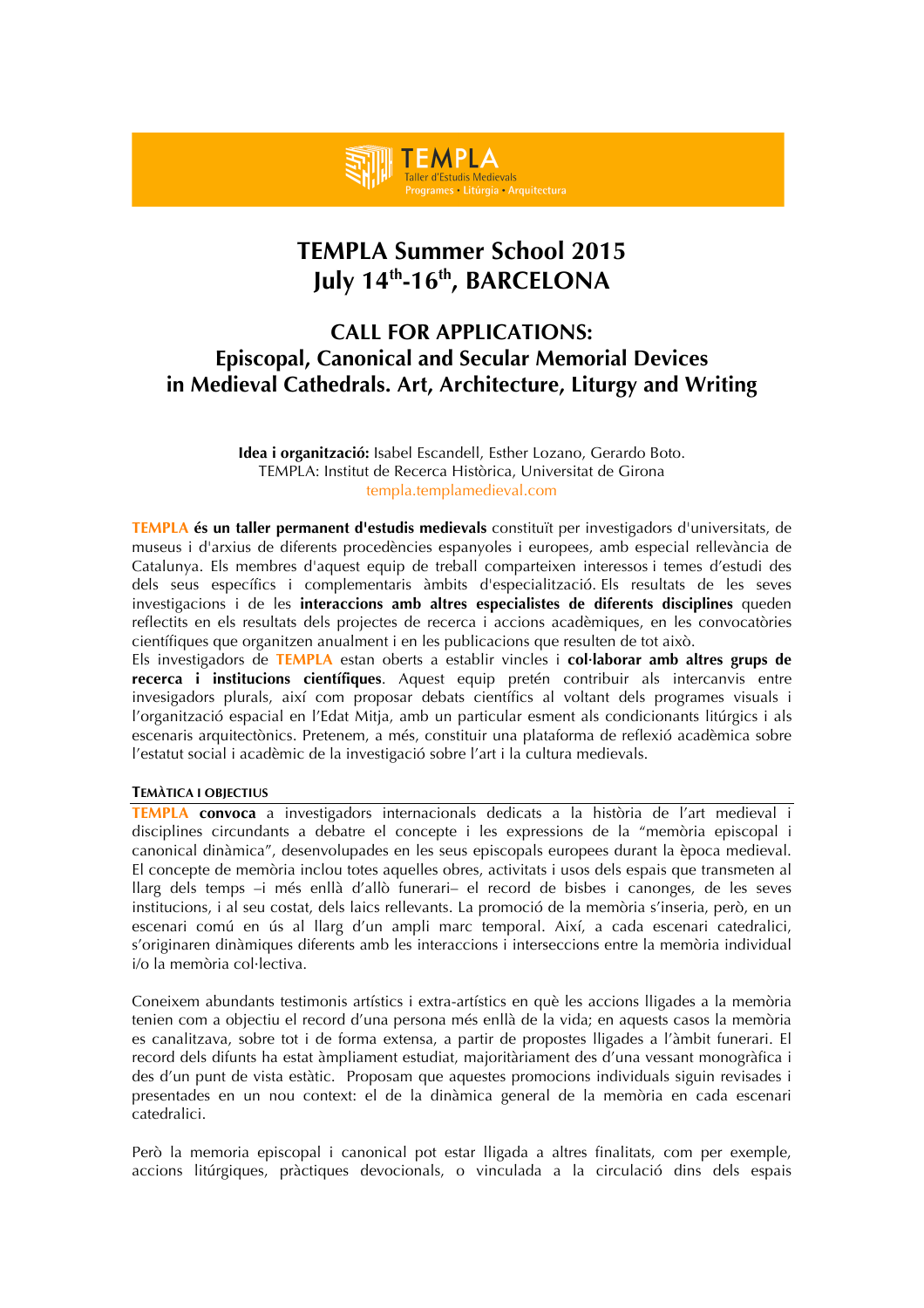TEMPLA
Taller d'Estudis Medievals
Programes • Litúrgia • Arquitectura

# TEMPLA Summer School 2015
# July 14th-16th, BARCELONA

## CALL FOR APPLICATIONS:
## Episcopal, Canonical and Secular Memorial Devices in Medieval Cathedrals. Art, Architecture, Liturgy and Writing

**Idea i organització:** Isabel Escandell, Esther Lozano, Gerardo Boto.
TEMPLA: Institut de Recerca Històrica, Universitat de Girona
templa.templamedieval.com

**TEMPLA és un taller permanent d'estudis medievals** constituït per investigadors d'universitats, de museus i d'arxius de diferents procedències espanyoles i europees, amb especial rellevància de Catalunya. Els membres d'aquest equip de treball comparteixen interessos i temes d'estudi des dels seus específics i complementaris àmbits d'especialització. Els resultats de les seves investigacions i de les **interaccions amb altres especialistes de diferents disciplines** queden reflectits en els resultats dels projectes de recerca i accions acadèmiques, en les convocatòries científiques que organitzen anualment i en les publicacions que resulten de tot això.
Els investigadors de **TEMPLA** estan oberts a establir vincles i **col·laborar amb altres grups de recerca i institucions científiques**. Aquest equip pretén contribuir als intercanvis entre invesigadors plurals, així com proposar debats científics al voltant dels programes visuals i l'organització espacial en l'Edat Mitja, amb un particular esment als condicionants litúrgics i als escenaris arquitectònics. Pretenem, a més, constituir una plataforma de reflexió acadèmica sobre l'estatut social i acadèmic de la investigació sobre l'art i la cultura medievals.

### TEMÀTICA I OBJECTIUS

**TEMPLA convoca** a investigadors internacionals dedicats a la història de l'art medieval i disciplines circumdants a debatre el concepte i les expressions de la "memòria episcopal i canonical dinàmica", desenvolupades en les seus episcopals europees durant la època medieval. El concepte de memòria inclou totes aquelles obres, activitats i usos dels espais que transmeten al llarg dels temps –i més enllà d'allò funerari– el record de bisbes i canonges, de les seves institucions, i al seu costat, dels laics rellevants. La promoció de la memòria s'inseria, però, en un escenari comú en ús al llarg d'un ampli marc temporal. Així, a cada escenari catedralici, s'originaren dinàmiques diferents amb les interaccions i interseccions entre la memòria individual i/o la memòria col·lectiva.

Coneixem abundants testimonis artístics i extra-artístics en què les accions lligades a la memòria tenien com a objectiu el record d'una persona més enllà de la vida; en aquests casos la memòria es canalitzava, sobre tot i de forma extensa, a partir de propostes lligades a l'àmbit funerari. El record dels difunts ha estat àmpliament estudiat, majoritàriament des d'una vessant monogràfica i des d'un punt de vista estàtic. Proposam que aquestes promocions individuals siguin revisades i presentades en un nou context: el de la dinàmica general de la memòria en cada escenari catedralici.

Però la memoria episcopal i canonical pot estar lligada a altres finalitats, com per exemple, accions litúrgiques, pràctiques devocionals, o vinculada a la circulació dins dels espais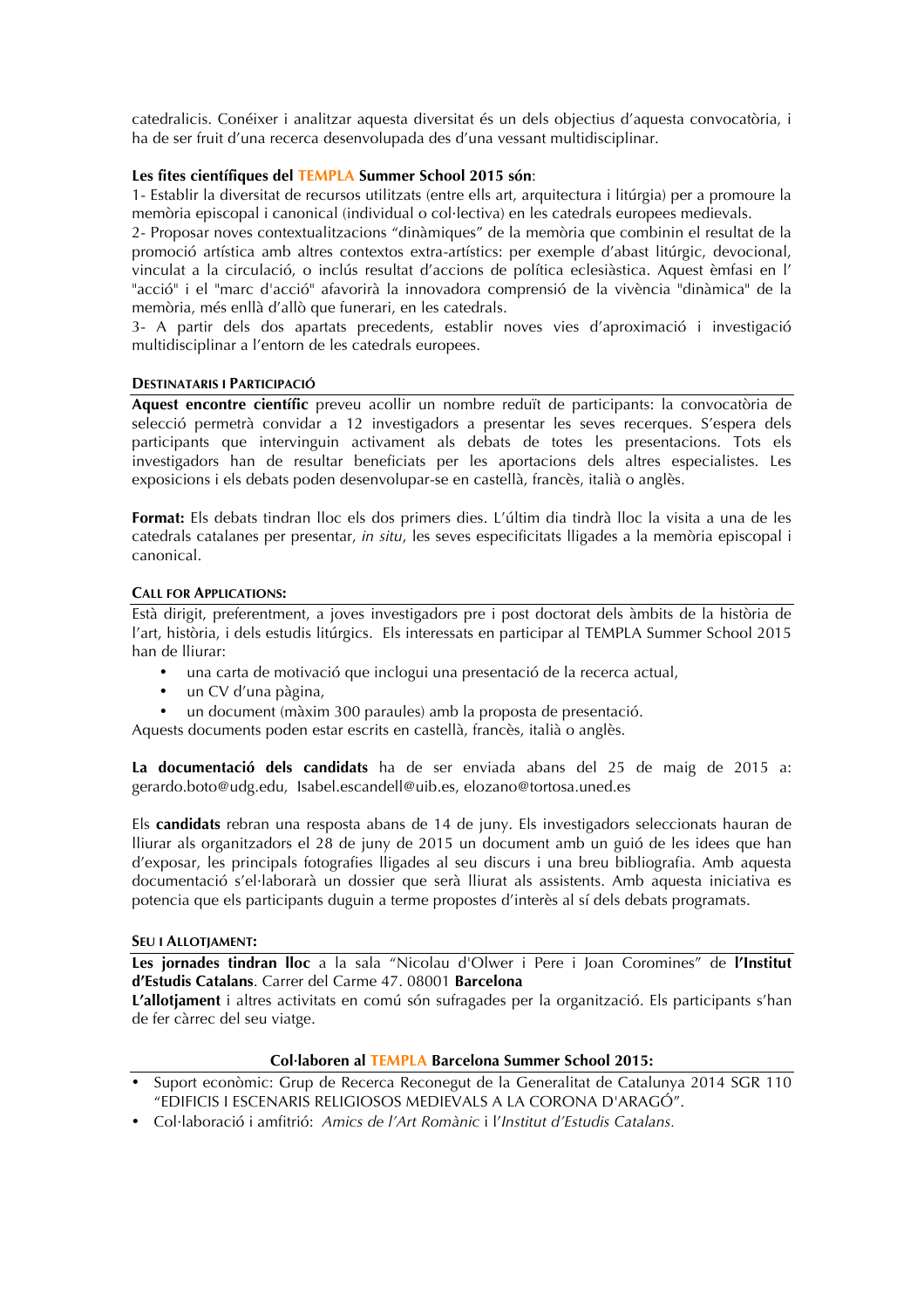catedralicis. Conéixer i analitzar aquesta diversitat és un dels objectius d'aquesta convocatòria, i ha de ser fruit d'una recerca desenvolupada des d'una vessant multidisciplinar.

**Les fites científiques del TEMPLA Summer School 2015 són**:

1- Establir la diversitat de recursos utilitzats (entre ells art, arquitectura i litúrgia) per a promoure la memòria episcopal i canonical (individual o col·lectiva) en les catedrals europees medievals.

2- Proposar noves contextualitzacions "dinàmiques" de la memòria que combinin el resultat de la promoció artística amb altres contextos extra-artístics: per exemple d'abast litúrgic, devocional, vinculat a la circulació, o inclús resultat d'accions de política eclesiàstica. Aquest èmfasi en l' "acció" i el "marc d'acció" afavorirà la innovadora comprensió de la vivència "dinàmica" de la memòria, més enllà d'allò que funerari, en les catedrals.

3- A partir dels dos apartats precedents, establir noves vies d'aproximació i investigació multidisciplinar a l'entorn de les catedrals europees.

## Destinataris i Participació

**Aquest encontre científic** preveu acollir un nombre reduït de participants: la convocatòria de selecció permetrà convidar a 12 investigadors a presentar les seves recerques. S'espera dels participants que intervinguin activament als debats de totes les presentacions. Tots els investigadors han de resultar beneficiats per les aportacions dels altres especialistes. Les exposicions i els debats poden desenvolupar-se en castellà, francès, italià o anglès.

**Format:** Els debats tindran lloc els dos primers dies. L'últim dia tindrà lloc la visita a una de les catedrals catalanes per presentar, *in situ*, les seves especificitats lligades a la memòria episcopal i canonical.

## Call for Applications:

Està dirigit, preferentment, a joves investigadors pre i post doctorat dels àmbits de la història de l'art, història, i dels estudis litúrgics. Els interessats en participar al TEMPLA Summer School 2015 han de lliurar:

- una carta de motivació que inclogui una presentació de la recerca actual,
- un CV d'una pàgina,
- un document (màxim 300 paraules) amb la proposta de presentació.

Aquests documents poden estar escrits en castellà, francès, italià o anglès.

**La documentació dels candidats** ha de ser enviada abans del 25 de maig de 2015 a: gerardo.boto@udg.edu, Isabel.escandell@uib.es, elozano@tortosa.uned.es

Els **candidats** rebran una resposta abans de 14 de juny. Els investigadors seleccionats hauran de lliurar als organitzadors el 28 de juny de 2015 un document amb un guió de les idees que han d'exposar, les principals fotografies lligades al seu discurs i una breu bibliografia. Amb aquesta documentació s'el·laborarà un dossier que serà lliurat als assistents. Amb aquesta iniciativa es potencia que els participants duguin a terme propostes d'interès al sí dels debats programats.

## Seu i Allotjament:

**Les jornades tindran lloc** a la sala "Nicolau d'Olwer i Pere i Joan Coromines" de **l'Institut d'Estudis Catalans**. Carrer del Carme 47. 08001 **Barcelona**

**L'allotjament** i altres activitats en comú són sufragades per la organització. Els participants s'han de fer càrrec del seu viatge.

## Col·laboren al TEMPLA Barcelona Summer School 2015:

- Suport econòmic: Grup de Recerca Reconegut de la Generalitat de Catalunya 2014 SGR 110 "EDIFICIS I ESCENARIS RELIGIOSOS MEDIEVALS A LA CORONA D'ARAGÓ".
- Col·laboració i amfitrió: *Amics de l'Art Romànic* i l'*Institut d'Estudis Catalans.*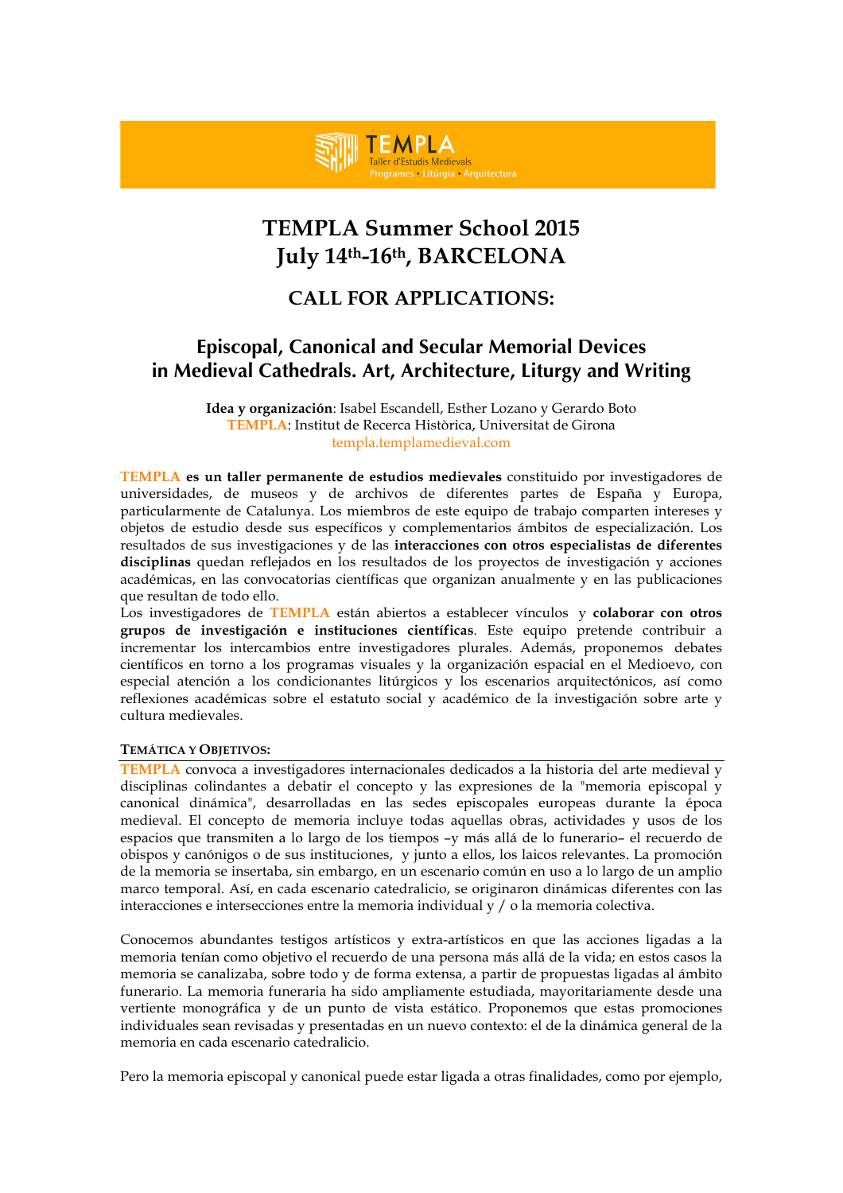# TEMPLA Summer School 2015
# July 14th-16th, BARCELONA

## CALL FOR APPLICATIONS:

## Episcopal, Canonical and Secular Memorial Devices in Medieval Cathedrals. Art, Architecture, Liturgy and Writing

**Idea y organización**: Isabel Escandell, Esther Lozano y Gerardo Boto
TEMPLA: Institut de Recerca Històrica, Universitat de Girona
tempra.templamedieval.com

TEMPLA **es un taller permanente de estudios medievales** constituido por investigadores de universidades, de museos y de archivos de diferentes partes de España y Europa, particularmente de Catalunya. Los miembros de este equipo de trabajo comparten intereses y objetos de estudio desde sus específicos y complementarios ámbitos de especialización. Los resultados de sus investigaciones y de las **interacciones con otros especialistas de diferentes disciplinas** quedan reflejados en los resultados de los proyectos de investigación y acciones académicas, en las convocatorias científicas que organizan anualmente y en las publicaciones que resultan de todo ello.
Los investigadores de TEMPLA están abiertos a establecer vínculos y **colaborar con otros grupos de investigación e instituciones científicas**. Este equipo pretende contribuir a incrementar los intercambios entre investigadores plurales. Además, proponemos debates científicos en torno a los programas visuales y la organización espacial en el Medioevo, con especial atención a los condicionantes litúrgicos y los escenarios arquitectónicos, así como reflexiones académicas sobre el estatuto social y académico de la investigación sobre arte y cultura medievales.

### TEMÁTICA Y OBJETIVOS:

TEMPLA convoca a investigadores internacionales dedicados a la historia del arte medieval y disciplinas colindantes a debatir el concepto y las expresiones de la "memoria episcopal y canonical dinámica", desarrolladas en las sedes episcopales europeas durante la época medieval. El concepto de memoria incluye todas aquellas obras, actividades y usos de los espacios que transmiten a lo largo de los tiempos –y más allá de lo funerario– el recuerdo de obispos y canónigos o de sus instituciones, y junto a ellos, los laicos relevantes. La promoción de la memoria se insertaba, sin embargo, en un escenario común en uso a lo largo de un amplio marco temporal. Así, en cada escenario catedralicio, se originaron dinámicas diferentes con las interacciones e intersecciones entre la memoria individual y / o la memoria colectiva.

Conocemos abundantes testigos artísticos y extra-artísticos en que las acciones ligadas a la memoria tenían como objetivo el recuerdo de una persona más allá de la vida; en estos casos la memoria se canalizaba, sobre todo y de forma extensa, a partir de propuestas ligadas al ámbito funerario. La memoria funeraria ha sido ampliamente estudiada, mayoritariamente desde una vertiente monográfica y de un punto de vista estático. Proponemos que estas promociones individuales sean revisadas y presentadas en un nuevo contexto: el de la dinámica general de la memoria en cada escenario catedralicio.

Pero la memoria episcopal y canonical puede estar ligada a otras finalidades, como por ejemplo,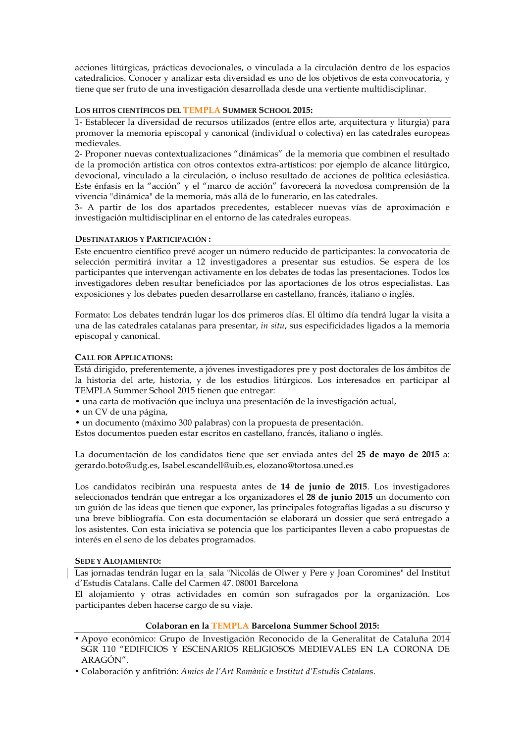acciones litúrgicas, prácticas devocionales, o vinculada a la circulación dentro de los espacios catedralicios. Conocer y analizar esta diversidad es uno de los objetivos de esta convocatoria, y tiene que ser fruto de una investigación desarrollada desde una vertiente multidisciplinar.

### LOS HITOS CIENTÍFICOS DEL TEMPLA SUMMER SCHOOL 2015:

1- Establecer la diversidad de recursos utilizados (entre ellos arte, arquitectura y liturgia) para promover la memoria episcopal y canonical (individual o colectiva) en las catedrales europeas medievales.

2- Proponer nuevas contextualizaciones "dinámicas" de la memoria que combinen el resultado de la promoción artística con otros contextos extra-artísticos: por ejemplo de alcance litúrgico, devocional, vinculado a la circulación, o incluso resultado de acciones de política eclesiástica. Este énfasis en la "acción" y el "marco de acción" favorecerá la novedosa comprensión de la vivencia "dinámica" de la memoria, más allá de lo funerario, en las catedrales.

3- A partir de los dos apartados precedentes, establecer nuevas vías de aproximación e investigación multidisciplinar en el entorno de las catedrales europeas.

### DESTINATARIOS Y PARTICIPACIÓN :

Este encuentro científico prevé acoger un número reducido de participantes: la convocatoria de selección permitirá invitar a 12 investigadores a presentar sus estudios. Se espera de los participantes que intervengan activamente en los debates de todas las presentaciones. Todos los investigadores deben resultar beneficiados por las aportaciones de los otros especialistas. Las exposiciones y los debates pueden desarrollarse en castellano, francés, italiano o inglés.

Formato: Los debates tendrán lugar los dos primeros días. El último día tendrá lugar la visita a una de las catedrales catalanas para presentar, *in situ*, sus especificidades ligados a la memoria episcopal y canonical.

### CALL FOR APPLICATIONS:

Está dirigido, preferentemente, a jóvenes investigadores pre y post doctorales de los ámbitos de la historia del arte, historia, y de los estudios litúrgicos. Los interesados en participar al TEMPLA Summer School 2015 tienen que entregar:

- una carta de motivación que incluya una presentación de la investigación actual,
- un CV de una página,
- un documento (máximo 300 palabras) con la propuesta de presentación.

Estos documentos pueden estar escritos en castellano, francés, italiano o inglés.

La documentación de los candidatos tiene que ser enviada antes del **25 de mayo de 2015** a: gerardo.boto@udg.es, Isabel.escandell@uib.es, elozano@tortosa.uned.es

Los candidatos recibirán una respuesta antes de **14 de junio de 2015**. Los investigadores seleccionados tendrán que entregar a los organizadores el **28 de junio 2015** un documento con un guión de las ideas que tienen que exponer, las principales fotografías ligadas a su discurso y una breve bibliografía. Con esta documentación se elaborará un dossier que será entregado a los asistentes. Con esta iniciativa se potencia que los participantes lleven a cabo propuestas de interés en el seno de los debates programados.

### SEDE Y ALOJAMIENTO:

Las jornadas tendrán lugar en la sala "Nicolás de Olwer y Pere y Joan Coromines" del Institut d'Estudis Catalans. Calle del Carmen 47. 08001 Barcelona

El alojamiento y otras actividades en común son sufragados por la organización. Los participantes deben hacerse cargo de su viaje.

### Colaboran en la TEMPLA Barcelona Summer School 2015:

- Apoyo económico: Grupo de Investigación Reconocido de la Generalitat de Cataluña 2014 SGR 110 "EDIFICIOS Y ESCENARIOS RELIGIOSOS MEDIEVALES EN LA CORONA DE ARAGÓN".
- Colaboración y anfitrión: *Amics de l'Art Romànic* e *Institut d'Estudis Catalan*s.